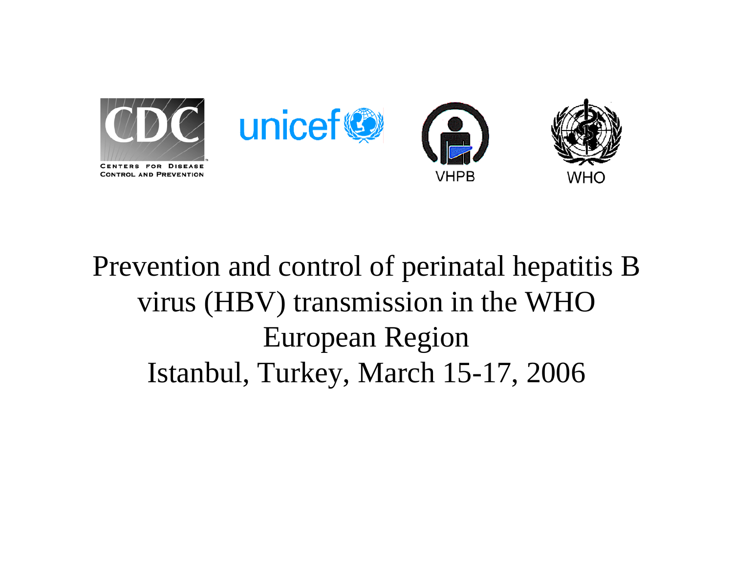CDC
CENTERS FOR DISEASE CONTROL AND PREVENTION

unicef

VHPB

WHO

# Prevention and control of perinatal hepatitis B virus (HBV) transmission in the WHO European Region

Istanbul, Turkey, March 15-17, 2006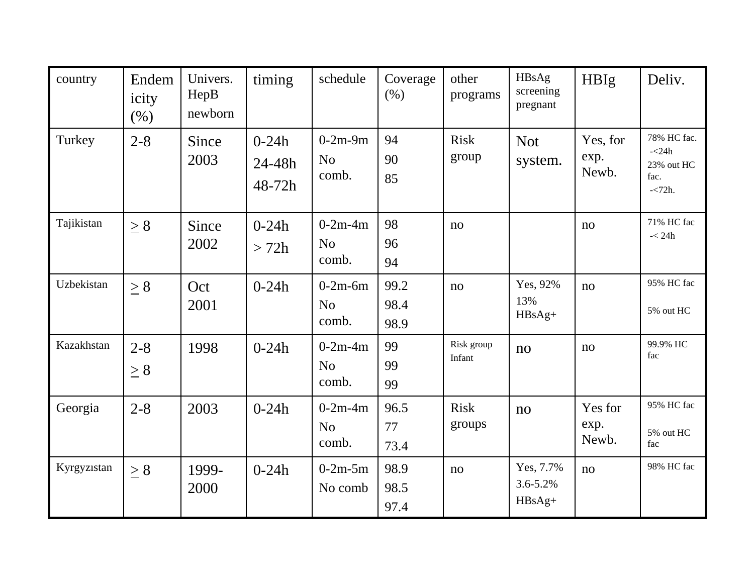| country | Endemicity (%) | Univers. HepB newborn | timing | schedule | Coverage (%) | other programs | HBsAg screening pregnant | HBIg | Deliv. |
|---|---|---|---|---|---|---|---|---|---|
| Turkey | 2-8 | Since 2003 | 0-24h<br>24-48h<br>48-72h | 0-2m-9m<br>No comb. | 94<br>90<br>85 | Risk group | Not system. | Yes, for exp. Newb. | 78% HC fac.<br>-<24h<br>23% out HC fac.<br>-<72h. |
| Tajikistan | ≥ 8 | Since 2002 | 0-24h<br>> 72h | 0-2m-4m<br>No comb. | 98<br>96<br>94 | no | | no | 71% HC fac<br>-< 24h |
| Uzbekistan | ≥ 8 | Oct 2001 | 0-24h | 0-2m-6m<br>No comb. | 99.2<br>98.4<br>98.9 | no | Yes, 92%<br>13% HBsAg+ | no | 95% HC fac<br>5% out HC |
| Kazakhstan | 2-8<br>≥ 8 | 1998 | 0-24h | 0-2m-4m<br>No comb. | 99<br>99<br>99 | Risk group Infant | no | no | 99.9% HC fac |
| Georgia | 2-8 | 2003 | 0-24h | 0-2m-4m<br>No comb. | 96.5<br>77<br>73.4 | Risk groups | no | Yes for exp. Newb. | 95% HC fac<br>5% out HC fac |
| Kyrgyzıstan | ≥ 8 | 1999-2000 | 0-24h | 0-2m-5m<br>No comb | 98.9<br>98.5<br>97.4 | no | Yes, 7.7%<br>3.6-5.2% HBsAg+ | no | 98% HC fac |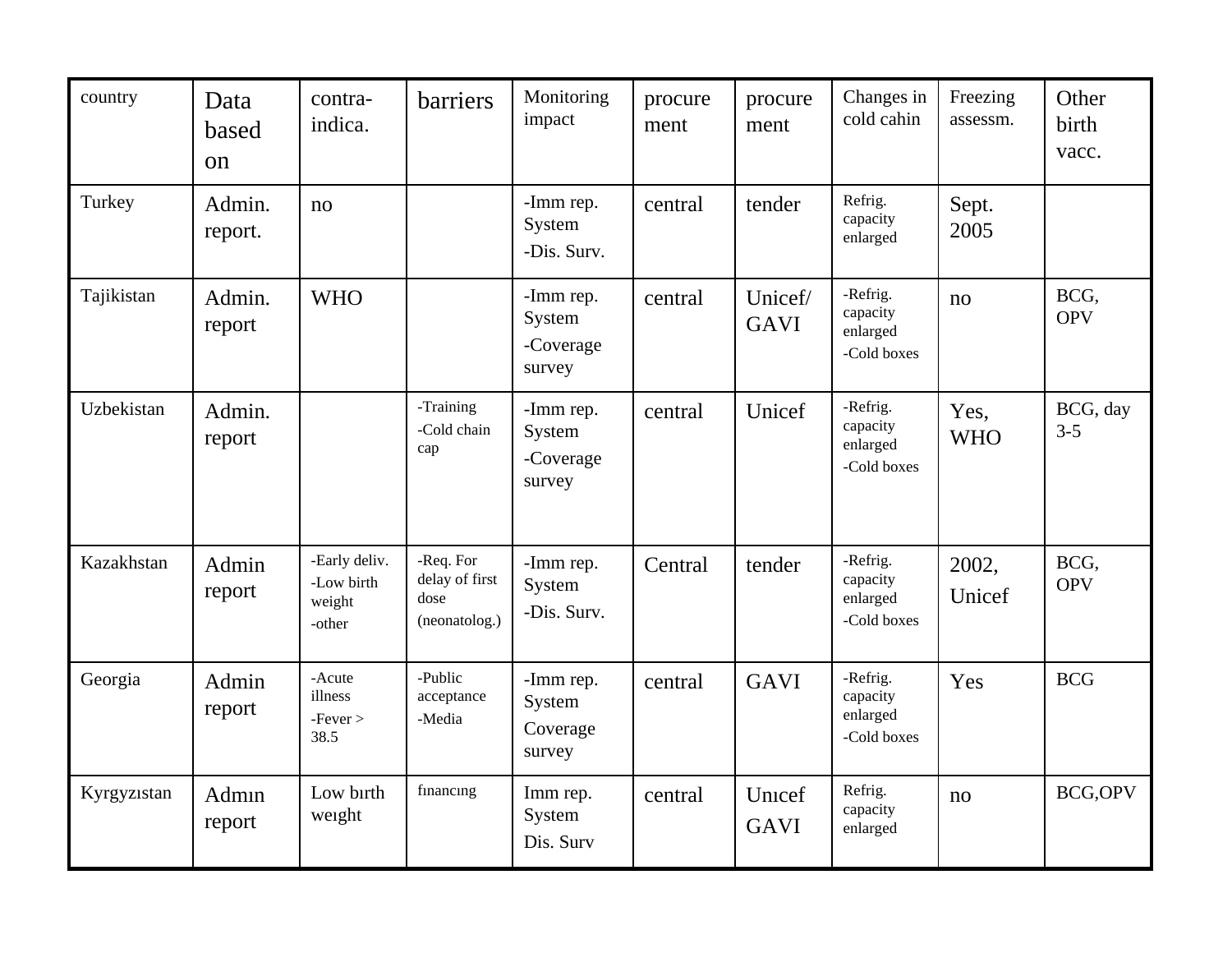| country | Data based on | contra-indica. | barriers | Monitoring impact | procure ment | procure ment | Changes in cold cahin | Freezing assessm. | Other birth vacc. |
|---|---|---|---|---|---|---|---|---|---|
| Turkey | Admin. report. | no | | -Imm rep. System<br>-Dis. Surv. | central | tender | Refrig. capacity enlarged | Sept. 2005 | |
| Tajikistan | Admin. report | WHO | | -Imm rep. System<br>-Coverage survey | central | Unicef/ GAVI | -Refrig. capacity enlarged<br>-Cold boxes | no | BCG, OPV |
| Uzbekistan | Admin. report | | -Training<br>-Cold chain cap | -Imm rep. System<br>-Coverage survey | central | Unicef | -Refrig. capacity enlarged<br>-Cold boxes | Yes, WHO | BCG, day 3-5 |
| Kazakhstan | Admin report | -Early deliv.<br>-Low birth weight<br>-other | -Req. For delay of first dose (neonatolog.) | -Imm rep. System<br>-Dis. Surv. | Central | tender | -Refrig. capacity enlarged<br>-Cold boxes | 2002, Unicef | BCG, OPV |
| Georgia | Admin report | -Acute illness<br>-Fever > 38.5 | -Public acceptance<br>-Media | -Imm rep. System<br>Coverage survey | central | GAVI | -Refrig. capacity enlarged<br>-Cold boxes | Yes | BCG |
| Kyrgyzıstan | Admın report | Low bırth weıght | fınancıng | Imm rep. System<br>Dis. Surv | central | Unıcef GAVI | Refrig. capacity enlarged | no | BCG,OPV |